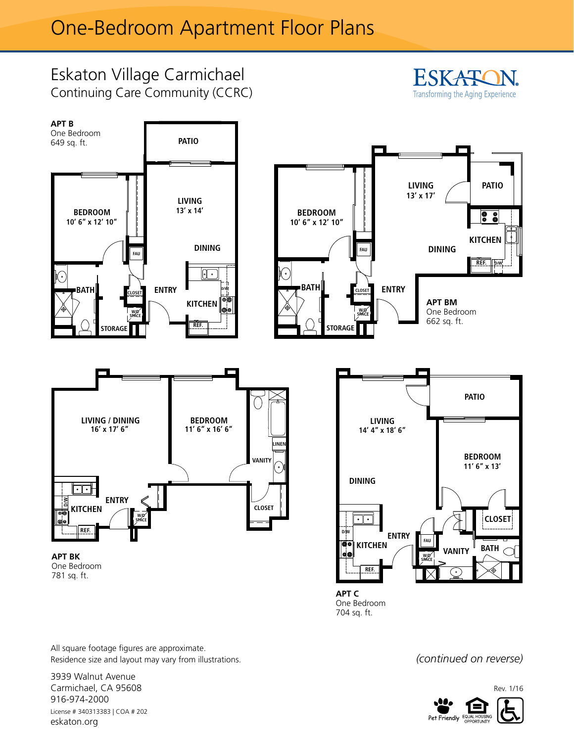# One-Bedroom Apartment Floor Plans

## Eskaton Village Carmichael

Continuing Care Community (CCRC)

ESKATON
Transforming the Aging Experience

**APT B**
One Bedroom
649 sq. ft.

PATIO
BEDROOM 10′ 6″ x 12′ 10″
LIVING 13′ x 14′
DINING
FAU
BATH
CLOSET
ENTRY
KITCHEN
D/W
W/D SPACE
STORAGE
REF.

**APT BM**
One Bedroom
662 sq. ft.

BEDROOM 10′ 6″ x 12′ 10″
LIVING 13′ x 17′
PATIO
KITCHEN
DINING
FAU
REF.
D/W
BATH
CLOSET
ENTRY
W/D SPACE
STORAGE

**APT BK**
One Bedroom
781 sq. ft.

LIVING / DINING 16′ x 17′ 6″
BEDROOM 11′ 6″ x 16′ 6″
LINEN
VANITY
D/W
ENTRY
KITCHEN
W/D SPACE
REF.
CLOSET

**APT C**
One Bedroom
704 sq. ft.

PATIO
LIVING 14′ 4″ x 18′ 6″
BEDROOM 11′ 6″ x 13′
DINING
CLOSET
D/W
ENTRY
FAU
KITCHEN
VANITY
BATH
W/D SPACE
REF.

All square footage figures are approximate.
Residence size and layout may vary from illustrations.

*(continued on reverse)*

3939 Walnut Avenue
Carmichael, CA 95608
916-974-2000
License # 340313383 | COA # 202
eskaton.org

Rev. 1/16

Pet Friendly EQUAL HOUSING OPPORTUNITY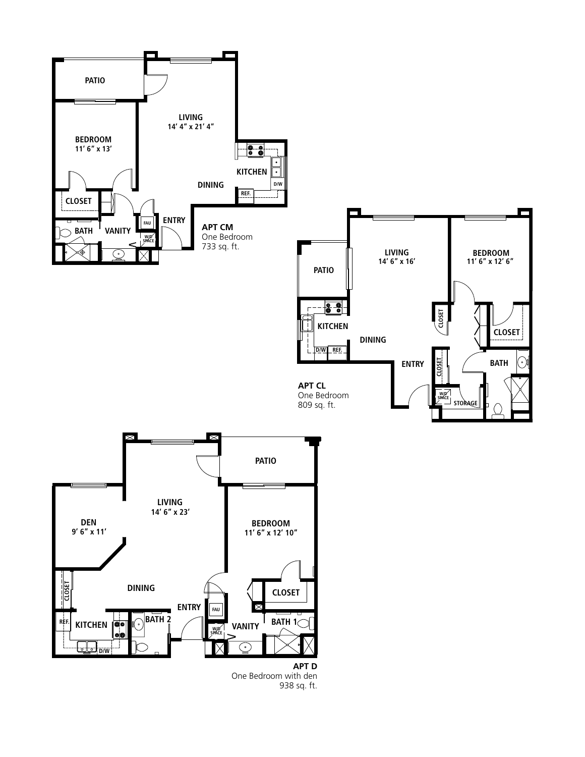PATIO

LIVING
14' 4" x 21' 4"

BEDROOM
11' 6" x 13'

KITCHEN

D/W

DINING

REF.

CLOSET

ENTRY

FAU

BATH

VANITY

W/D SPACE

**APT CM**
One Bedroom
733 sq. ft.

LIVING
14' 6" x 16'

BEDROOM
11' 6" x 12' 6"

PATIO

KITCHEN

CLOSET

CLOSET

DINING

D/W

REF.

ENTRY

BATH

CLOSET

W/D SPACE

STORAGE

**APT CL**
One Bedroom
809 sq. ft.

PATIO

LIVING
14' 6" x 23'

DEN
9' 6" x 11'

BEDROOM
11' 6" x 12' 10"

DINING

CLOSET

CLOSET

ENTRY

FAU

REF.

KITCHEN

BATH 2

BATH 1

VANITY

W/D SPACE

D/W

**APT D**
One Bedroom with den
938 sq. ft.